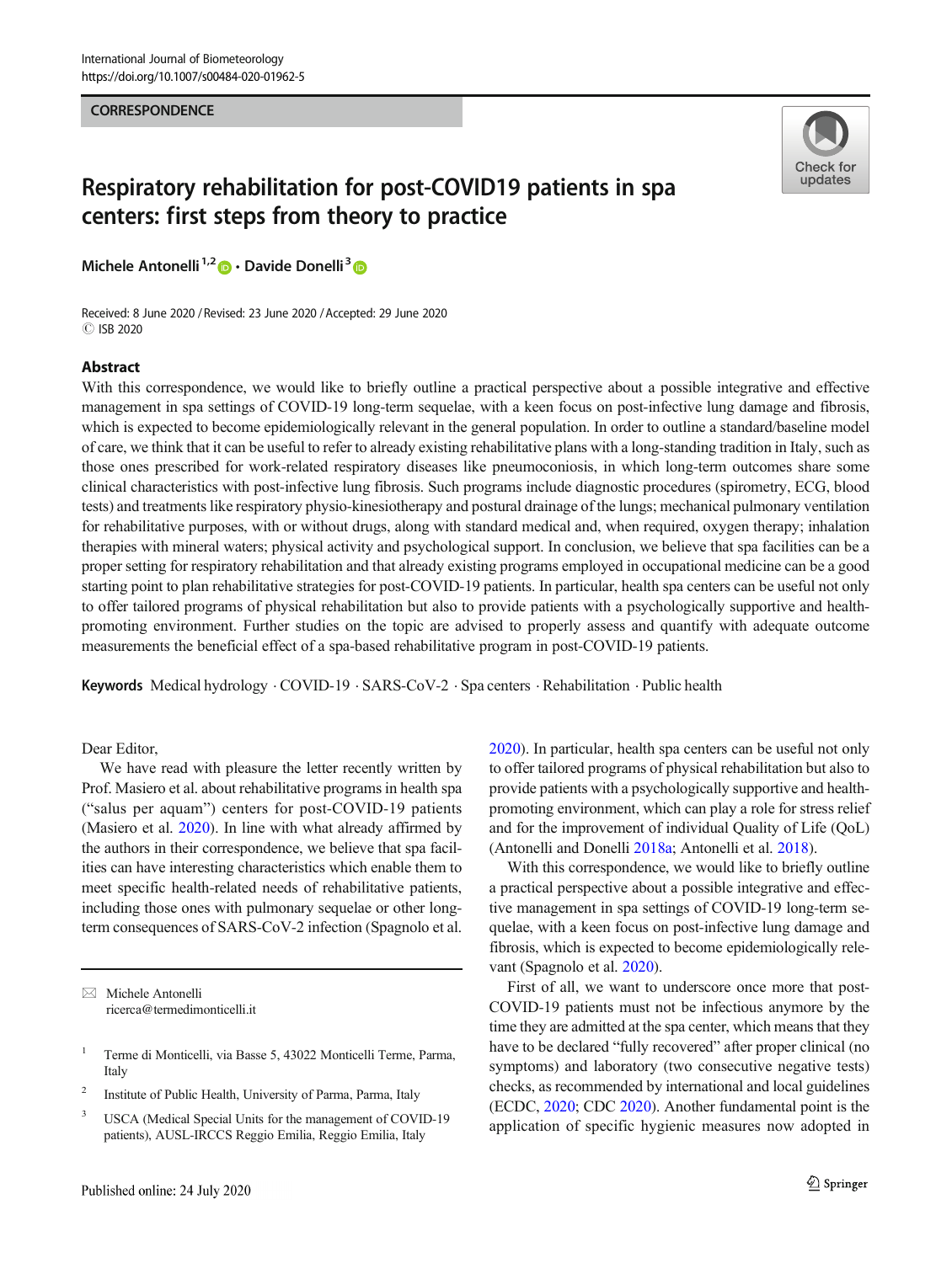CORRESPONDENCE

# Respiratory rehabilitation for post-COVID19 patients in spa centers: first steps from theory to practice

Michele Antonelli[1,2] · Davide Donelli[3]

Received: 8 June 2020 / Revised: 23 June 2020 / Accepted: 29 June 2020
© ISB 2020

## Abstract

With this correspondence, we would like to briefly outline a practical perspective about a possible integrative and effective management in spa settings of COVID-19 long-term sequelae, with a keen focus on post-infective lung damage and fibrosis, which is expected to become epidemiologically relevant in the general population. In order to outline a standard/baseline model of care, we think that it can be useful to refer to already existing rehabilitative plans with a long-standing tradition in Italy, such as those ones prescribed for work-related respiratory diseases like pneumoconiosis, in which long-term outcomes share some clinical characteristics with post-infective lung fibrosis. Such programs include diagnostic procedures (spirometry, ECG, blood tests) and treatments like respiratory physio-kinesiotherapy and postural drainage of the lungs; mechanical pulmonary ventilation for rehabilitative purposes, with or without drugs, along with standard medical and, when required, oxygen therapy; inhalation therapies with mineral waters; physical activity and psychological support. In conclusion, we believe that spa facilities can be a proper setting for respiratory rehabilitation and that already existing programs employed in occupational medicine can be a good starting point to plan rehabilitative strategies for post-COVID-19 patients. In particular, health spa centers can be useful not only to offer tailored programs of physical rehabilitation but also to provide patients with a psychologically supportive and health-promoting environment. Further studies on the topic are advised to properly assess and quantify with adequate outcome measurements the beneficial effect of a spa-based rehabilitative program in post-COVID-19 patients.

**Keywords** Medical hydrology · COVID-19 · SARS-CoV-2 · Spa centers · Rehabilitation · Public health

Dear Editor,

We have read with pleasure the letter recently written by Prof. Masiero et al. about rehabilitative programs in health spa ("salus per aquam") centers for post-COVID-19 patients (Masiero et al. 2020). In line with what already affirmed by the authors in their correspondence, we believe that spa facilities can have interesting characteristics which enable them to meet specific health-related needs of rehabilitative patients, including those ones with pulmonary sequelae or other long-term consequences of SARS-CoV-2 infection (Spagnolo et al. 2020). In particular, health spa centers can be useful not only to offer tailored programs of physical rehabilitation but also to provide patients with a psychologically supportive and health-promoting environment, which can play a role for stress relief and for the improvement of individual Quality of Life (QoL) (Antonelli and Donelli 2018a; Antonelli et al. 2018).

With this correspondence, we would like to briefly outline a practical perspective about a possible integrative and effective management in spa settings of COVID-19 long-term sequelae, with a keen focus on post-infective lung damage and fibrosis, which is expected to become epidemiologically relevant (Spagnolo et al. 2020).

First of all, we want to underscore once more that post-COVID-19 patients must not be infectious anymore by the time they are admitted at the spa center, which means that they have to be declared "fully recovered" after proper clinical (no symptoms) and laboratory (two consecutive negative tests) checks, as recommended by international and local guidelines (ECDC, 2020; CDC 2020). Another fundamental point is the application of specific hygienic measures now adopted in

---

✉ Michele Antonelli
ricerca@termedimonticelli.it

[1] Terme di Monticelli, via Basse 5, 43022 Monticelli Terme, Parma, Italy

[2] Institute of Public Health, University of Parma, Parma, Italy

[3] USCA (Medical Special Units for the management of COVID-19 patients), AUSL-IRCCS Reggio Emilia, Reggio Emilia, Italy

Published online: 24 July 2020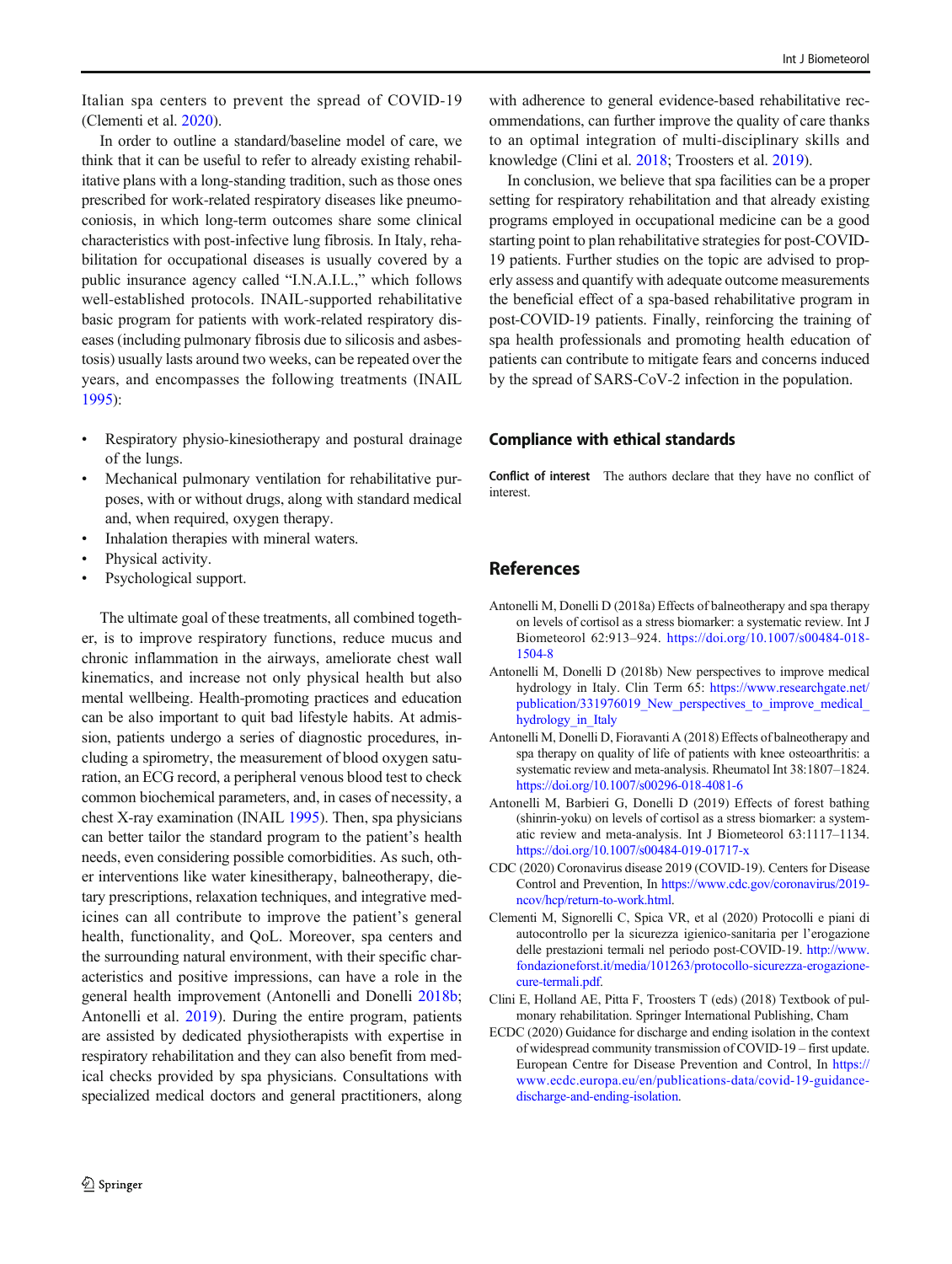Italian spa centers to prevent the spread of COVID-19 (Clementi et al. 2020).

In order to outline a standard/baseline model of care, we think that it can be useful to refer to already existing rehabilitative plans with a long-standing tradition, such as those ones prescribed for work-related respiratory diseases like pneumoconiosis, in which long-term outcomes share some clinical characteristics with post-infective lung fibrosis. In Italy, rehabilitation for occupational diseases is usually covered by a public insurance agency called "I.N.A.I.L.," which follows well-established protocols. INAIL-supported rehabilitative basic program for patients with work-related respiratory diseases (including pulmonary fibrosis due to silicosis and asbestosis) usually lasts around two weeks, can be repeated over the years, and encompasses the following treatments (INAIL 1995):

- Respiratory physio-kinesiotherapy and postural drainage of the lungs.
- Mechanical pulmonary ventilation for rehabilitative purposes, with or without drugs, along with standard medical and, when required, oxygen therapy.
- Inhalation therapies with mineral waters.
- Physical activity.
- Psychological support.

The ultimate goal of these treatments, all combined together, is to improve respiratory functions, reduce mucus and chronic inflammation in the airways, ameliorate chest wall kinematics, and increase not only physical health but also mental wellbeing. Health-promoting practices and education can be also important to quit bad lifestyle habits. At admission, patients undergo a series of diagnostic procedures, including a spirometry, the measurement of blood oxygen saturation, an ECG record, a peripheral venous blood test to check common biochemical parameters, and, in cases of necessity, a chest X-ray examination (INAIL 1995). Then, spa physicians can better tailor the standard program to the patient's health needs, even considering possible comorbidities. As such, other interventions like water kinesitherapy, balneotherapy, dietary prescriptions, relaxation techniques, and integrative medicines can all contribute to improve the patient's general health, functionality, and QoL. Moreover, spa centers and the surrounding natural environment, with their specific characteristics and positive impressions, can have a role in the general health improvement (Antonelli and Donelli 2018b; Antonelli et al. 2019). During the entire program, patients are assisted by dedicated physiotherapists with expertise in respiratory rehabilitation and they can also benefit from medical checks provided by spa physicians. Consultations with specialized medical doctors and general practitioners, along with adherence to general evidence-based rehabilitative recommendations, can further improve the quality of care thanks to an optimal integration of multi-disciplinary skills and knowledge (Clini et al. 2018; Troosters et al. 2019).

In conclusion, we believe that spa facilities can be a proper setting for respiratory rehabilitation and that already existing programs employed in occupational medicine can be a good starting point to plan rehabilitative strategies for post-COVID-19 patients. Further studies on the topic are advised to properly assess and quantify with adequate outcome measurements the beneficial effect of a spa-based rehabilitative program in post-COVID-19 patients. Finally, reinforcing the training of spa health professionals and promoting health education of patients can contribute to mitigate fears and concerns induced by the spread of SARS-CoV-2 infection in the population.

## Compliance with ethical standards

**Conflict of interest** The authors declare that they have no conflict of interest.

## References

Antonelli M, Donelli D (2018a) Effects of balneotherapy and spa therapy on levels of cortisol as a stress biomarker: a systematic review. Int J Biometeorol 62:913–924. https://doi.org/10.1007/s00484-018-1504-8

Antonelli M, Donelli D (2018b) New perspectives to improve medical hydrology in Italy. Clin Term 65: https://www.researchgate.net/publication/331976019_New_perspectives_to_improve_medical_hydrology_in_Italy

Antonelli M, Donelli D, Fioravanti A (2018) Effects of balneotherapy and spa therapy on quality of life of patients with knee osteoarthritis: a systematic review and meta-analysis. Rheumatol Int 38:1807–1824. https://doi.org/10.1007/s00296-018-4081-6

Antonelli M, Barbieri G, Donelli D (2019) Effects of forest bathing (shinrin-yoku) on levels of cortisol as a stress biomarker: a systematic review and meta-analysis. Int J Biometeorol 63:1117–1134. https://doi.org/10.1007/s00484-019-01717-x

CDC (2020) Coronavirus disease 2019 (COVID-19). Centers for Disease Control and Prevention, In https://www.cdc.gov/coronavirus/2019-ncov/hcp/return-to-work.html.

Clementi M, Signorelli C, Spica VR, et al (2020) Protocolli e piani di autocontrollo per la sicurezza igienico-sanitaria per l'erogazione delle prestazioni termali nel periodo post-COVID-19. http://www.fondazioneforst.it/media/101263/protocollo-sicurezza-erogazione-cure-termali.pdf.

Clini E, Holland AE, Pitta F, Troosters T (eds) (2018) Textbook of pulmonary rehabilitation. Springer International Publishing, Cham

ECDC (2020) Guidance for discharge and ending isolation in the context of widespread community transmission of COVID-19 – first update. European Centre for Disease Prevention and Control, In https://www.ecdc.europa.eu/en/publications-data/covid-19-guidance-discharge-and-ending-isolation.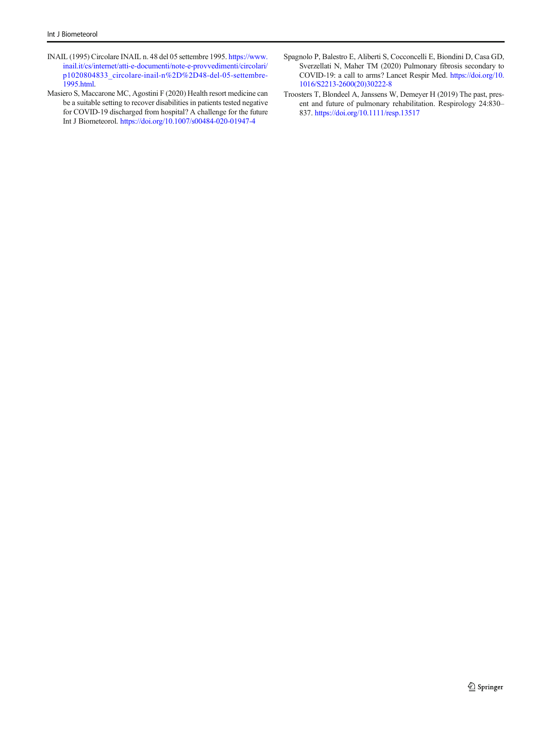INAIL (1995) Circolare INAIL n. 48 del 05 settembre 1995. https://www.inail.it/cs/internet/atti-e-documenti/note-e-provvedimenti/circolari/p1020804833_circolare-inail-n%2D%2D48-del-05-settembre-1995.html.

Masiero S, Maccarone MC, Agostini F (2020) Health resort medicine can be a suitable setting to recover disabilities in patients tested negative for COVID-19 discharged from hospital? A challenge for the future Int J Biometeorol. https://doi.org/10.1007/s00484-020-01947-4

Spagnolo P, Balestro E, Aliberti S, Cocconcelli E, Biondini D, Casa GD, Sverzellati N, Maher TM (2020) Pulmonary fibrosis secondary to COVID-19: a call to arms? Lancet Respir Med. https://doi.org/10.1016/S2213-2600(20)30222-8

Troosters T, Blondeel A, Janssens W, Demeyer H (2019) The past, present and future of pulmonary rehabilitation. Respirology 24:830–837. https://doi.org/10.1111/resp.13517